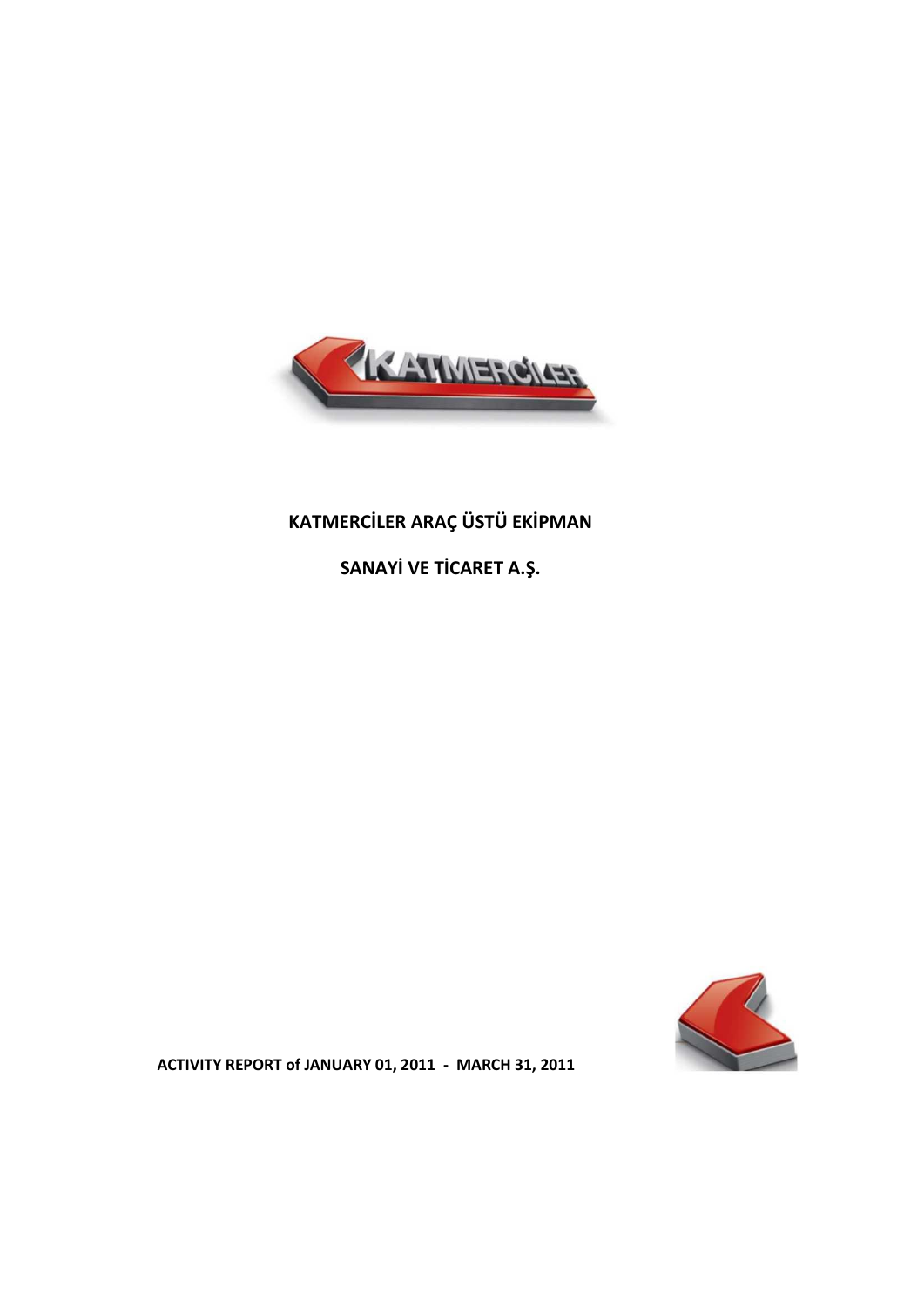# KATMERCİLER ARAÇ ÜSTÜ EKİPMAN

# SANAYİ VE TİCARET A.Ş.

**ACTIVITY REPORT of JANUARY 01, 2011 - MARCH 31, 2011**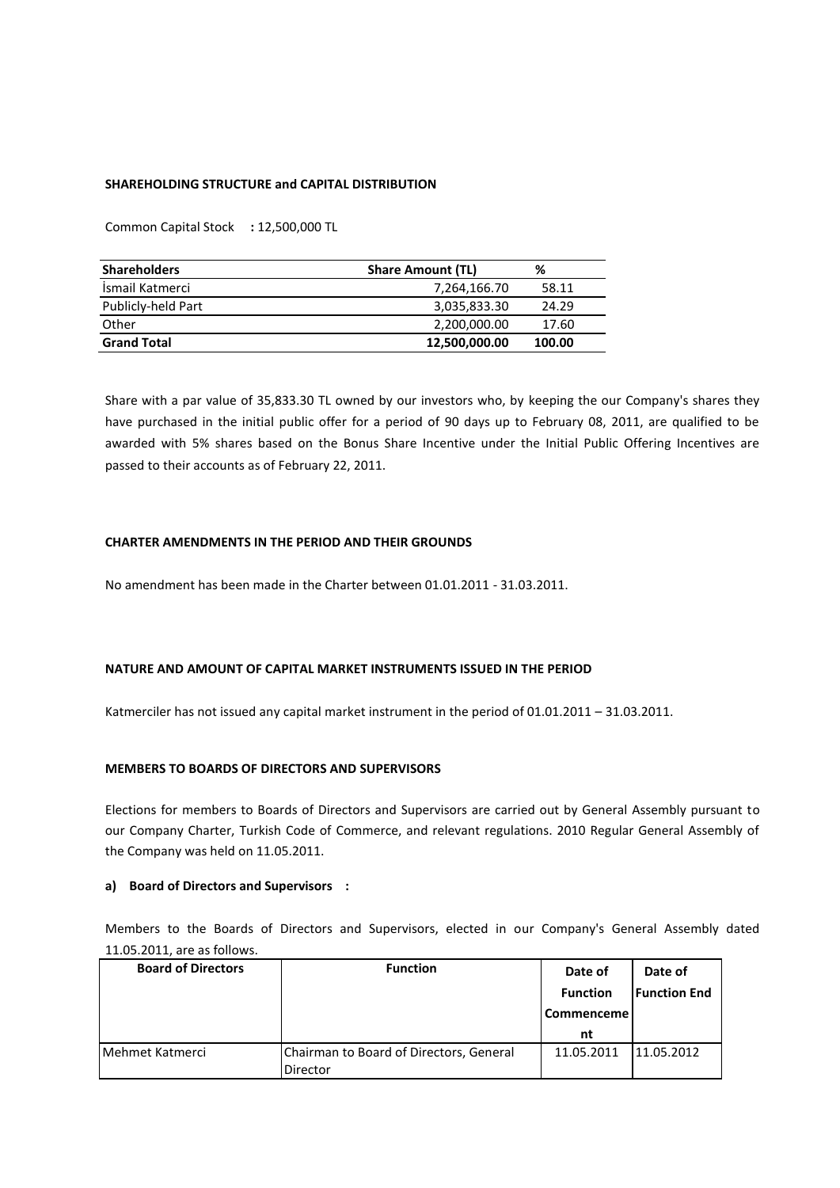#### SHAREHOLDING STRUCTURE and CAPITAL DISTRIBUTION

Common Capital Stock **:** 12,500,000 TL

| Shareholders | Share Amount (TL) | % |
|---|---|---|
| İsmail Katmerci | 7,264,166.70 | 58.11 |
| Publicly-held Part | 3,035,833.30 | 24.29 |
| Other | 2,200,000.00 | 17.60 |
| **Grand Total** | **12,500,000.00** | **100.00** |

Share with a par value of 35,833.30 TL owned by our investors who, by keeping the our Company's shares they have purchased in the initial public offer for a period of 90 days up to February 08, 2011, are qualified to be awarded with 5% shares based on the Bonus Share Incentive under the Initial Public Offering Incentives are passed to their accounts as of February 22, 2011.

#### CHARTER AMENDMENTS IN THE PERIOD AND THEIR GROUNDS

No amendment has been made in the Charter between 01.01.2011 - 31.03.2011.

#### NATURE AND AMOUNT OF CAPITAL MARKET INSTRUMENTS ISSUED IN THE PERIOD

Katmerciler has not issued any capital market instrument in the period of 01.01.2011 – 31.03.2011.

#### MEMBERS TO BOARDS OF DIRECTORS AND SUPERVISORS

Elections for members to Boards of Directors and Supervisors are carried out by General Assembly pursuant to our Company Charter, Turkish Code of Commerce, and relevant regulations. 2010 Regular General Assembly of the Company was held on 11.05.2011.

**a) Board of Directors and Supervisors :**

Members to the Boards of Directors and Supervisors, elected in our Company's General Assembly dated 11.05.2011, are as follows.

| Board of Directors | Function | Date of Function Commencement | Date of Function End |
|---|---|---|---|
| Mehmet Katmerci | Chairman to Board of Directors, General Director | 11.05.2011 | 11.05.2012 |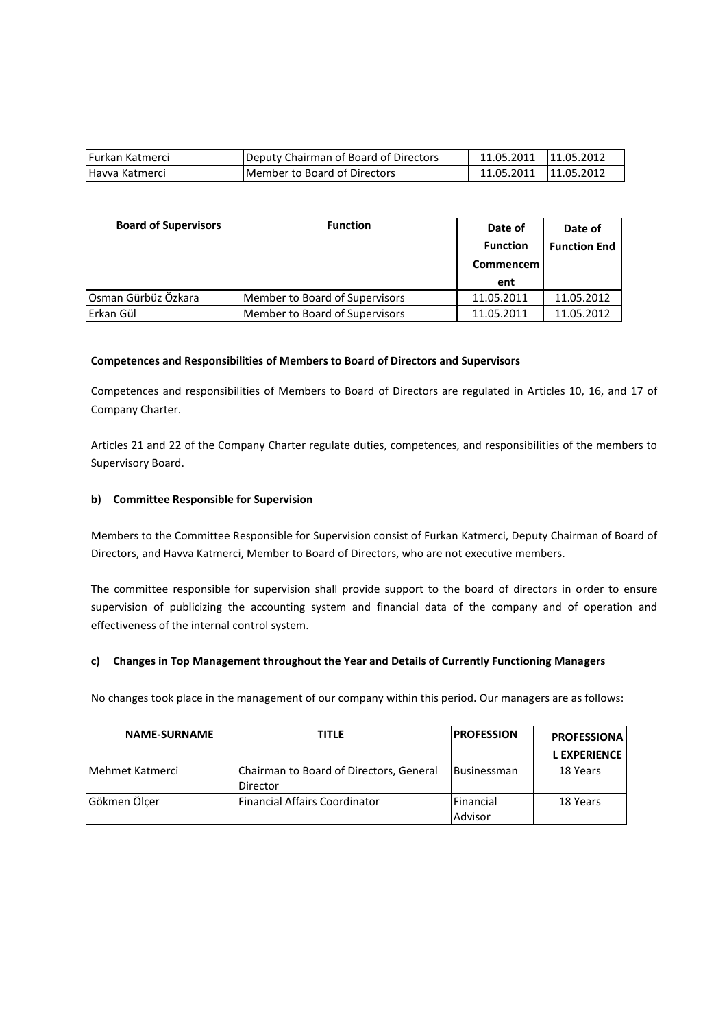| Furkan Katmerci | Deputy Chairman of Board of Directors | 11.05.2011 | 11.05.2012 |
|---|---|---|---|
| Havva Katmerci | Member to Board of Directors | 11.05.2011 | 11.05.2012 |

| Board of Supervisors | Function | Date of Function Commencement | Date of Function End |
|---|---|---|---|
| Osman Gürbüz Özkara | Member to Board of Supervisors | 11.05.2011 | 11.05.2012 |
| Erkan Gül | Member to Board of Supervisors | 11.05.2011 | 11.05.2012 |

**Competences and Responsibilities of Members to Board of Directors and Supervisors**

Competences and responsibilities of Members to Board of Directors are regulated in Articles 10, 16, and 17 of Company Charter.

Articles 21 and 22 of the Company Charter regulate duties, competences, and responsibilities of the members to Supervisory Board.

**b) Committee Responsible for Supervision**

Members to the Committee Responsible for Supervision consist of Furkan Katmerci, Deputy Chairman of Board of Directors, and Havva Katmerci, Member to Board of Directors, who are not executive members.

The committee responsible for supervision shall provide support to the board of directors in order to ensure supervision of publicizing the accounting system and financial data of the company and of operation and effectiveness of the internal control system.

**c) Changes in Top Management throughout the Year and Details of Currently Functioning Managers**

No changes took place in the management of our company within this period. Our managers are as follows:

| NAME-SURNAME | TITLE | PROFESSION | PROFESSIONAL EXPERIENCE |
|---|---|---|---|
| Mehmet Katmerci | Chairman to Board of Directors, General Director | Businessman | 18 Years |
| Gökmen Ölçer | Financial Affairs Coordinator | Financial Advisor | 18 Years |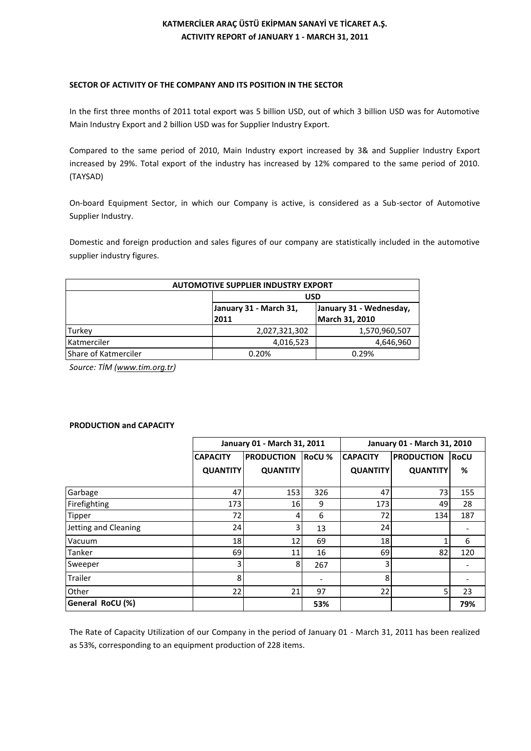**KATMERCİLER ARAÇ ÜSTÜ EKİPMAN SANAYİ VE TİCARET A.Ş.**
**ACTIVITY REPORT of JANUARY 1 - MARCH 31, 2011**

### SECTOR OF ACTIVITY OF THE COMPANY AND ITS POSITION IN THE SECTOR

In the first three months of 2011 total export was 5 billion USD, out of which 3 billion USD was for Automotive Main Industry Export and 2 billion USD was for Supplier Industry Export.

Compared to the same period of 2010, Main Industry export increased by 3& and Supplier Industry Export increased by 29%. Total export of the industry has increased by 12% compared to the same period of 2010. (TAYSAD)

On-board Equipment Sector, in which our Company is active, is considered as a Sub-sector of Automotive Supplier Industry.

Domestic and foreign production and sales figures of our company are statistically included in the automotive supplier industry figures.

| AUTOMOTIVE SUPPLIER INDUSTRY EXPORT | | |
|---|---|---|
| | USD | |
| | January 31 - March 31, 2011 | January 31 - Wednesday, March 31, 2010 |
| Turkey | 2,027,321,302 | 1,570,960,507 |
| Katmerciler | 4,016,523 | 4,646,960 |
| Share of Katmerciler | 0.20% | 0.29% |

*Source: TİM (www.tim.org.tr)*

### PRODUCTION and CAPACITY

| | January 01 - March 31, 2011 | | | January 01 - March 31, 2010 | | |
|---|---|---|---|---|---|---|
| | CAPACITY QUANTITY | PRODUCTION QUANTITY | RoCU % | CAPACITY QUANTITY | PRODUCTION QUANTITY | RoCU % |
| Garbage | 47 | 153 | 326 | 47 | 73 | 155 |
| Firefighting | 173 | 16 | 9 | 173 | 49 | 28 |
| Tipper | 72 | 4 | 6 | 72 | 134 | 187 |
| Jetting and Cleaning | 24 | 3 | 13 | 24 | | - |
| Vacuum | 18 | 12 | 69 | 18 | 1 | 6 |
| Tanker | 69 | 11 | 16 | 69 | 82 | 120 |
| Sweeper | 3 | 8 | 267 | 3 | | - |
| Trailer | 8 | | - | 8 | | - |
| Other | 22 | 21 | 97 | 22 | 5 | 23 |
| **General RoCU (%)** | | | **53%** | | | **79%** |

The Rate of Capacity Utilization of our Company in the period of January 01 - March 31, 2011 has been realized as 53%, corresponding to an equipment production of 228 items.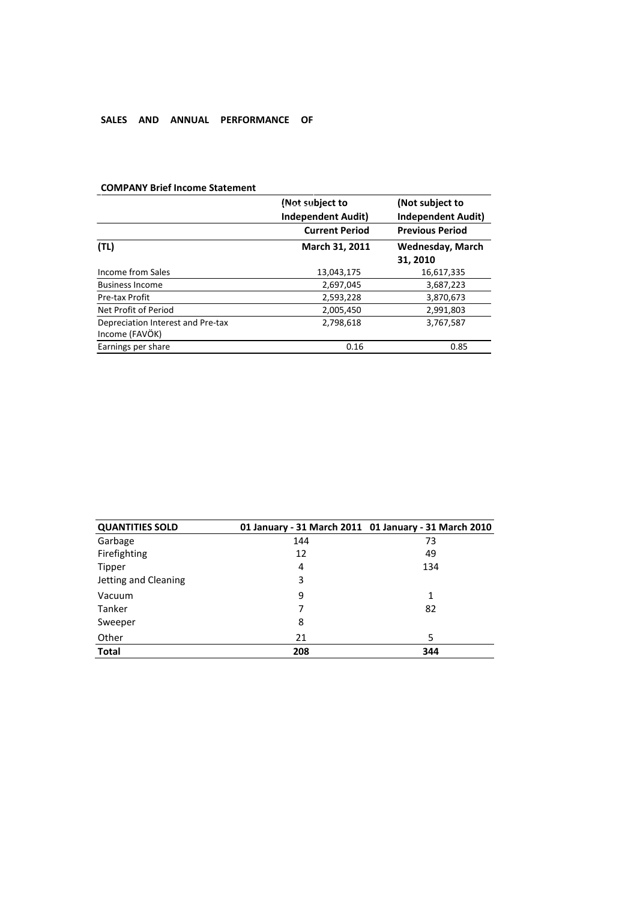**SALES AND ANNUAL PERFORMANCE OF**

**COMPANY Brief Income Statement**

| | (Not subject to Independent Audit) | (Not subject to Independent Audit) |
|---|---|---|
| | **Current Period** | **Previous Period** |
| **(TL)** | **March 31, 2011** | **Wednesday, March 31, 2010** |
| Income from Sales | 13,043,175 | 16,617,335 |
| Business Income | 2,697,045 | 3,687,223 |
| Pre-tax Profit | 2,593,228 | 3,870,673 |
| Net Profit of Period | 2,005,450 | 2,991,803 |
| Depreciation Interest and Pre-tax Income (FAVÖK) | 2,798,618 | 3,767,587 |
| Earnings per share | 0.16 | 0.85 |

| **QUANTITIES SOLD** | **01 January - 31 March 2011** | **01 January - 31 March 2010** |
|---|---|---|
| Garbage | 144 | 73 |
| Firefighting | 12 | 49 |
| Tipper | 4 | 134 |
| Jetting and Cleaning | 3 | |
| Vacuum | 9 | 1 |
| Tanker | 7 | 82 |
| Sweeper | 8 | |
| Other | 21 | 5 |
| **Total** | **208** | **344** |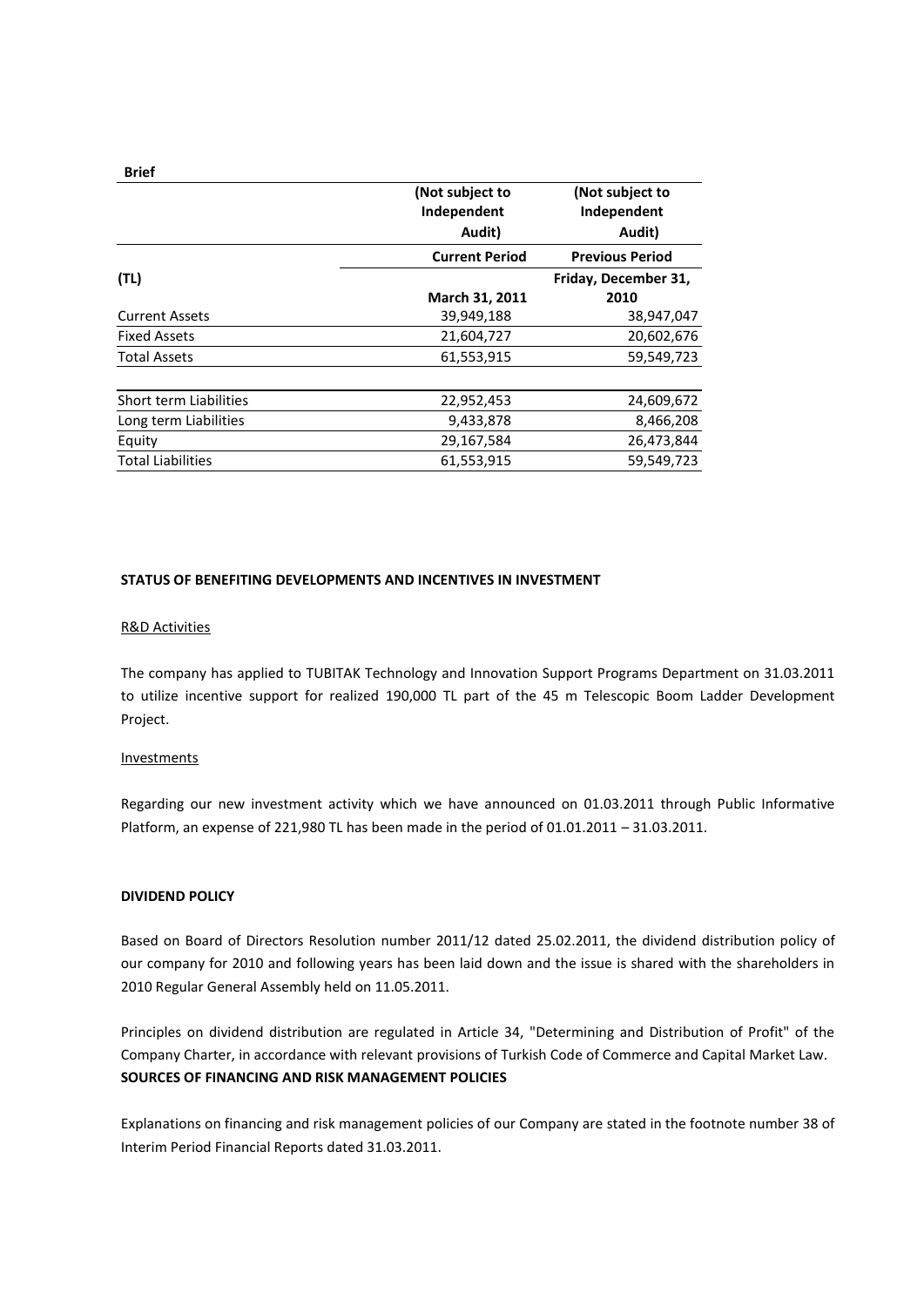**Brief**

| (TL) | (Not subject to Independent Audit) | (Not subject to Independent Audit) |
|---|---|---|
| | Current Period | Previous Period |
| | March 31, 2011 | Friday, December 31, 2010 |
| Current Assets | 39,949,188 | 38,947,047 |
| Fixed Assets | 21,604,727 | 20,602,676 |
| Total Assets | 61,553,915 | 59,549,723 |
| | | |
| Short term Liabilities | 22,952,453 | 24,609,672 |
| Long term Liabilities | 9,433,878 | 8,466,208 |
| Equity | 29,167,584 | 26,473,844 |
| Total Liabilities | 61,553,915 | 59,549,723 |

**STATUS OF BENEFITING DEVELOPMENTS AND INCENTIVES IN INVESTMENT**

R&D Activities

The company has applied to TUBITAK Technology and Innovation Support Programs Department on 31.03.2011 to utilize incentive support for realized 190,000 TL part of the 45 m Telescopic Boom Ladder Development Project.

Investments

Regarding our new investment activity which we have announced on 01.03.2011 through Public Informative Platform, an expense of 221,980 TL has been made in the period of 01.01.2011 – 31.03.2011.

**DIVIDEND POLICY**

Based on Board of Directors Resolution number 2011/12 dated 25.02.2011, the dividend distribution policy of our company for 2010 and following years has been laid down and the issue is shared with the shareholders in 2010 Regular General Assembly held on 11.05.2011.

Principles on dividend distribution are regulated in Article 34, "Determining and Distribution of Profit" of the Company Charter, in accordance with relevant provisions of Turkish Code of Commerce and Capital Market Law.

**SOURCES OF FINANCING AND RISK MANAGEMENT POLICIES**

Explanations on financing and risk management policies of our Company are stated in the footnote number 38 of Interim Period Financial Reports dated 31.03.2011.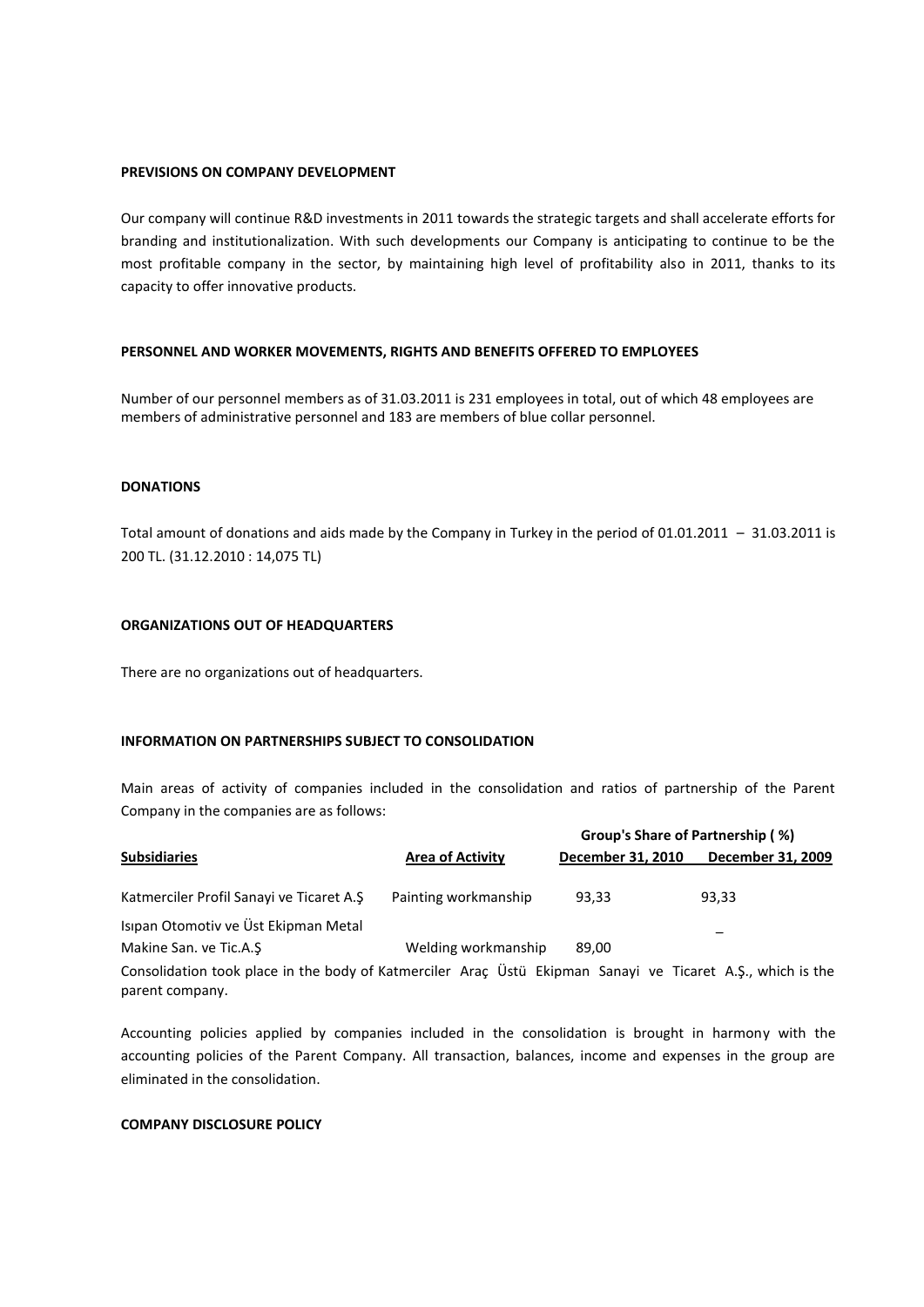**PREVISIONS ON COMPANY DEVELOPMENT**

Our company will continue R&D investments in 2011 towards the strategic targets and shall accelerate efforts for branding and institutionalization. With such developments our Company is anticipating to continue to be the most profitable company in the sector, by maintaining high level of profitability also in 2011, thanks to its capacity to offer innovative products.

**PERSONNEL AND WORKER MOVEMENTS, RIGHTS AND BENEFITS OFFERED TO EMPLOYEES**

Number of our personnel members as of 31.03.2011 is 231 employees in total, out of which 48 employees are members of administrative personnel and 183 are members of blue collar personnel.

**DONATIONS**

Total amount of donations and aids made by the Company in Turkey in the period of 01.01.2011 – 31.03.2011 is 200 TL. (31.12.2010 : 14,075 TL)

**ORGANIZATIONS OUT OF HEADQUARTERS**

There are no organizations out of headquarters.

**INFORMATION ON PARTNERSHIPS SUBJECT TO CONSOLIDATION**

Main areas of activity of companies included in the consolidation and ratios of partnership of the Parent Company in the companies are as follows:

| | | Group's Share of Partnership ( %) | |
|---|---|---|---|
| Subsidiaries | Area of Activity | December 31, 2010 | December 31, 2009 |
| Katmerciler Profil Sanayi ve Ticaret A.Ş | Painting workmanship | 93,33 | 93,33 |
| Isıpan Otomotiv ve Üst Ekipman Metal Makine San. ve Tic.A.Ş | Welding workmanship | 89,00 | _ |

Consolidation took place in the body of Katmerciler Araç Üstü Ekipman Sanayi ve Ticaret A.Ş., which is the parent company.

Accounting policies applied by companies included in the consolidation is brought in harmony with the accounting policies of the Parent Company. All transaction, balances, income and expenses in the group are eliminated in the consolidation.

**COMPANY DISCLOSURE POLICY**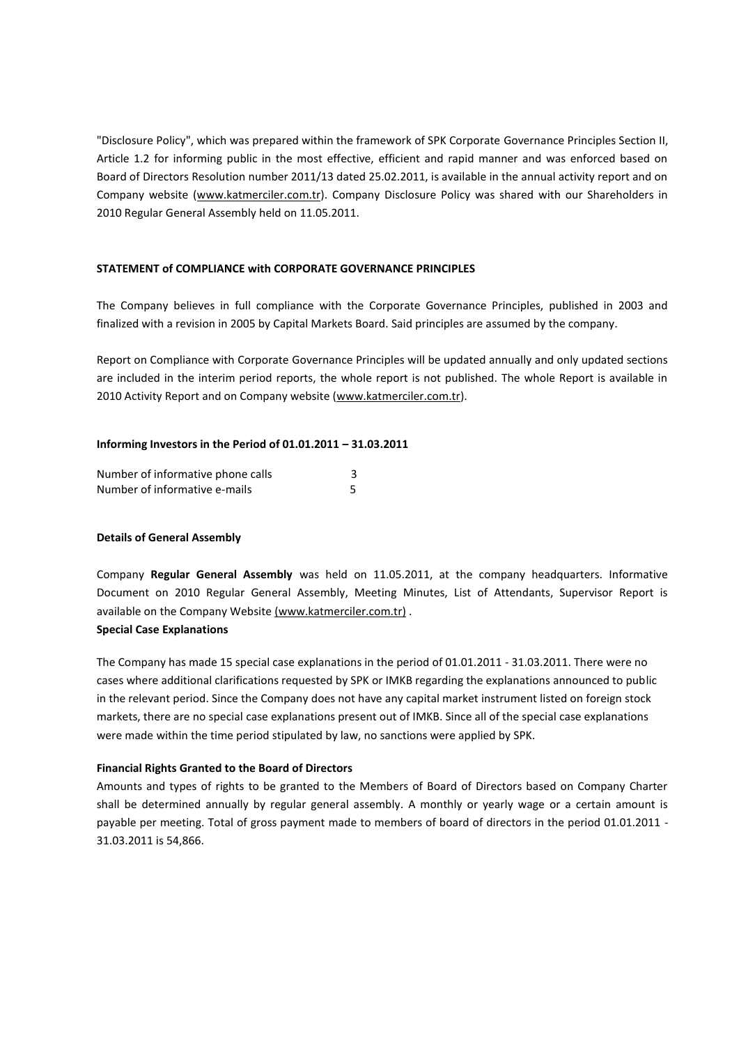"Disclosure Policy", which was prepared within the framework of SPK Corporate Governance Principles Section II, Article 1.2 for informing public in the most effective, efficient and rapid manner and was enforced based on Board of Directors Resolution number 2011/13 dated 25.02.2011, is available in the annual activity report and on Company website (www.katmerciler.com.tr). Company Disclosure Policy was shared with our Shareholders in 2010 Regular General Assembly held on 11.05.2011.

## STATEMENT of COMPLIANCE with CORPORATE GOVERNANCE PRINCIPLES

The Company believes in full compliance with the Corporate Governance Principles, published in 2003 and finalized with a revision in 2005 by Capital Markets Board. Said principles are assumed by the company.

Report on Compliance with Corporate Governance Principles will be updated annually and only updated sections are included in the interim period reports, the whole report is not published. The whole Report is available in 2010 Activity Report and on Company website (www.katmerciler.com.tr).

### Informing Investors in the Period of 01.01.2011 – 31.03.2011

| | |
|---|---|
| Number of informative phone calls | 3 |
| Number of informative e-mails | 5 |

### Details of General Assembly

Company **Regular General Assembly** was held on 11.05.2011, at the company headquarters. Informative Document on 2010 Regular General Assembly, Meeting Minutes, List of Attendants, Supervisor Report is available on the Company Website (www.katmerciler.com.tr) .

### Special Case Explanations

The Company has made 15 special case explanations in the period of 01.01.2011 - 31.03.2011. There were no cases where additional clarifications requested by SPK or IMKB regarding the explanations announced to public in the relevant period. Since the Company does not have any capital market instrument listed on foreign stock markets, there are no special case explanations present out of IMKB. Since all of the special case explanations were made within the time period stipulated by law, no sanctions were applied by SPK.

### Financial Rights Granted to the Board of Directors

Amounts and types of rights to be granted to the Members of Board of Directors based on Company Charter shall be determined annually by regular general assembly. A monthly or yearly wage or a certain amount is payable per meeting. Total of gross payment made to members of board of directors in the period 01.01.2011 - 31.03.2011 is 54,866.